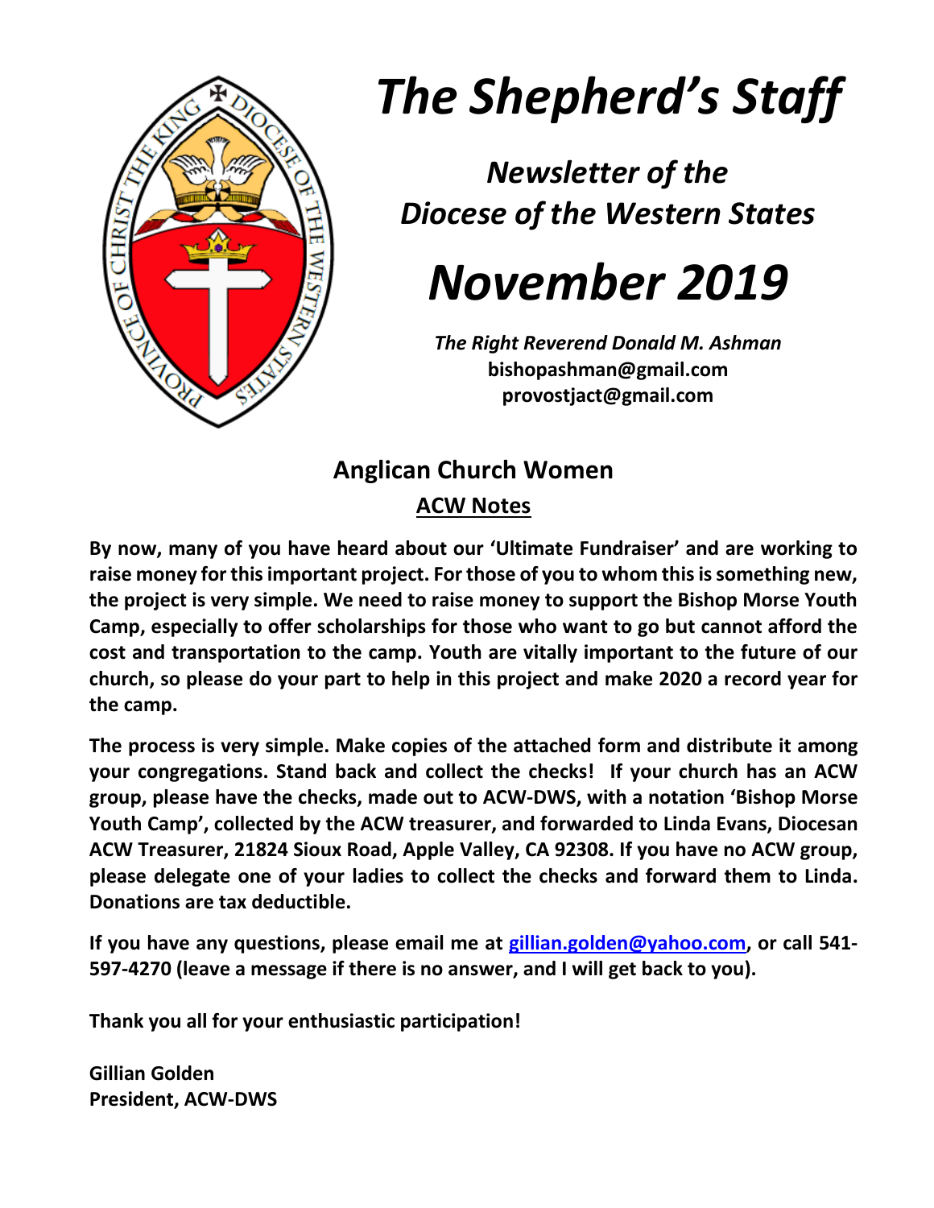# *The Shepherd's Staff*

## *Newsletter of the Diocese of the Western States*

# *November 2019*

***The Right Reverend Donald M. Ashman***
**bishopashman@gmail.com**
**provostjact@gmail.com**

## Anglican Church Women

### ACW Notes

**By now, many of you have heard about our 'Ultimate Fundraiser' and are working to raise money for this important project. For those of you to whom this is something new, the project is very simple. We need to raise money to support the Bishop Morse Youth Camp, especially to offer scholarships for those who want to go but cannot afford the cost and transportation to the camp. Youth are vitally important to the future of our church, so please do your part to help in this project and make 2020 a record year for the camp.**

**The process is very simple. Make copies of the attached form and distribute it among your congregations. Stand back and collect the checks! If your church has an ACW group, please have the checks, made out to ACW-DWS, with a notation 'Bishop Morse Youth Camp', collected by the ACW treasurer, and forwarded to Linda Evans, Diocesan ACW Treasurer, 21824 Sioux Road, Apple Valley, CA 92308. If you have no ACW group, please delegate one of your ladies to collect the checks and forward them to Linda. Donations are tax deductible.**

**If you have any questions, please email me at [gillian.golden@yahoo.com](mailto:gillian.golden@yahoo.com), or call 541-597-4270 (leave a message if there is no answer, and I will get back to you).**

**Thank you all for your enthusiastic participation!**

**Gillian Golden**
**President, ACW-DWS**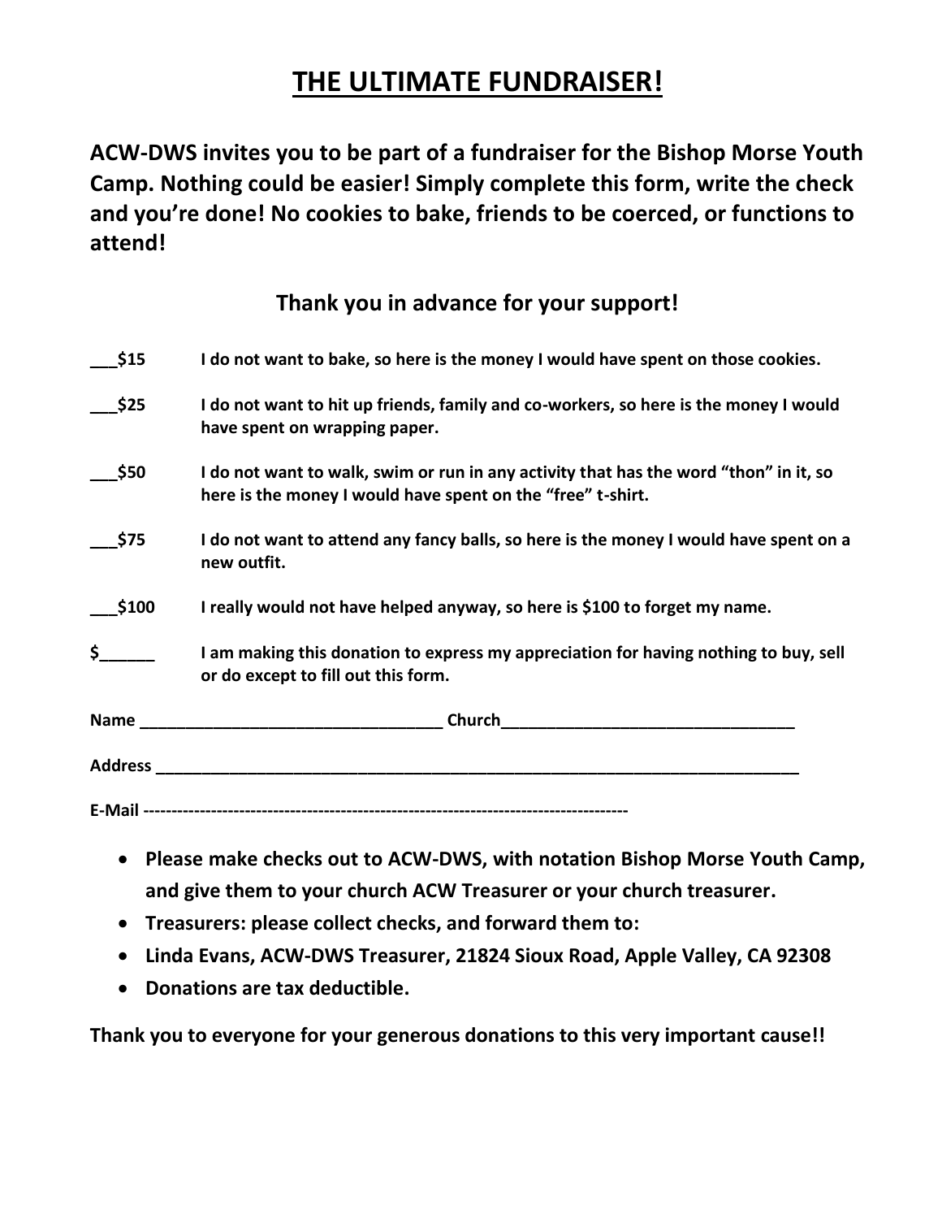# THE ULTIMATE FUNDRAISER!

**ACW-DWS invites you to be part of a fundraiser for the Bishop Morse Youth Camp. Nothing could be easier! Simply complete this form, write the check and you're done! No cookies to bake, friends to be coerced, or functions to attend!**

**Thank you in advance for your support!**

**___$15** **I do not want to bake, so here is the money I would have spent on those cookies.**

**___$25** **I do not want to hit up friends, family and co-workers, so here is the money I would have spent on wrapping paper.**

**___$50** **I do not want to walk, swim or run in any activity that has the word "thon" in it, so here is the money I would have spent on the "free" t-shirt.**

**___$75** **I do not want to attend any fancy balls, so here is the money I would have spent on a new outfit.**

**___$100** **I really would not have helped anyway, so here is $100 to forget my name.**

**$______** **I am making this donation to express my appreciation for having nothing to buy, sell or do except to fill out this form.**

**Name _________________________________ Church_________________________________**

**Address ___________________________________________________________________________**

**E-Mail ---------------------------------------------------------------------------------------**

- **Please make checks out to ACW-DWS, with notation Bishop Morse Youth Camp, and give them to your church ACW Treasurer or your church treasurer.**
- **Treasurers: please collect checks, and forward them to:**
- **Linda Evans, ACW-DWS Treasurer, 21824 Sioux Road, Apple Valley, CA 92308**
- **Donations are tax deductible.**

**Thank you to everyone for your generous donations to this very important cause!!**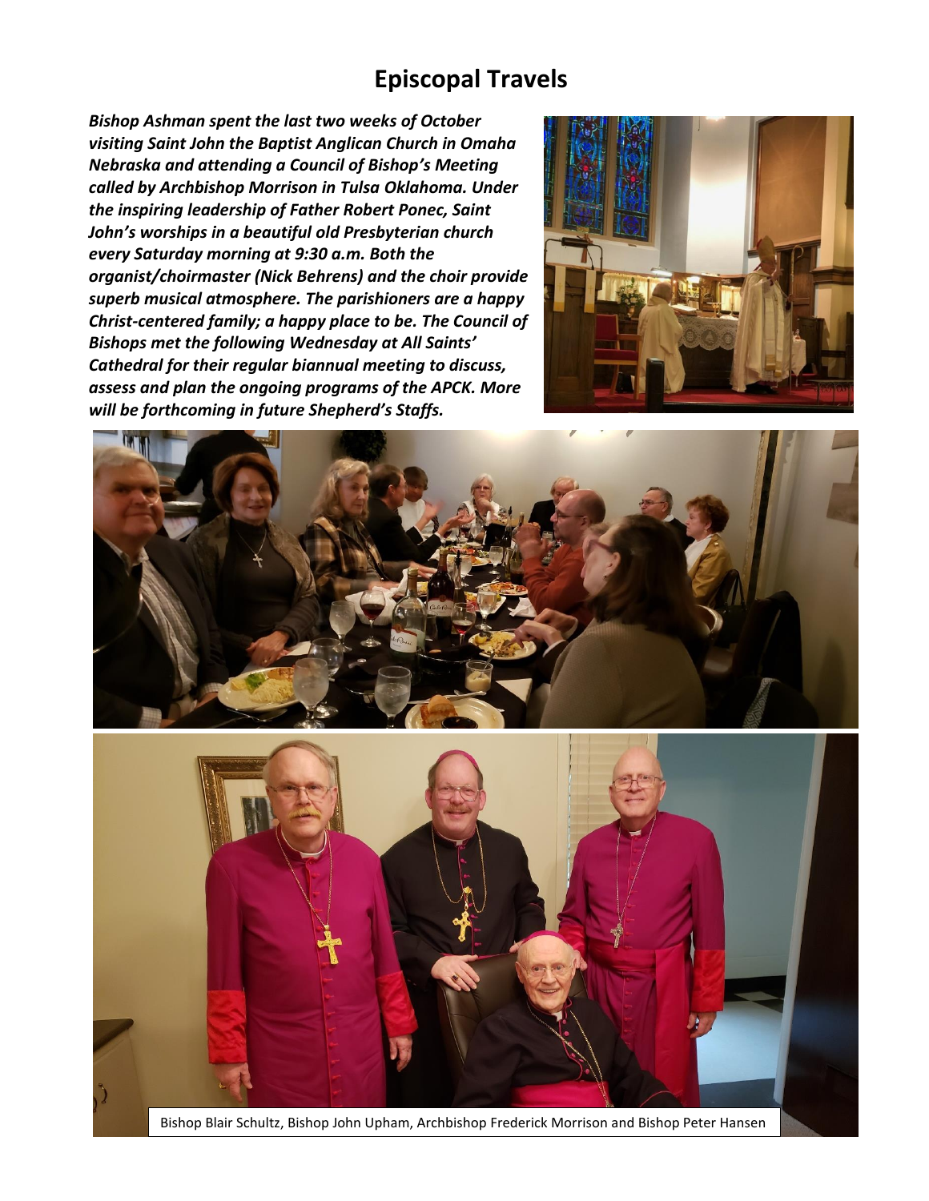# Episcopal Travels

***Bishop Ashman spent the last two weeks of October visiting Saint John the Baptist Anglican Church in Omaha Nebraska and attending a Council of Bishop's Meeting called by Archbishop Morrison in Tulsa Oklahoma. Under the inspiring leadership of Father Robert Ponec, Saint John's worships in a beautiful old Presbyterian church every Saturday morning at 9:30 a.m. Both the organist/choirmaster (Nick Behrens) and the choir provide superb musical atmosphere. The parishioners are a happy Christ-centered family; a happy place to be. The Council of Bishops met the following Wednesday at All Saints' Cathedral for their regular biannual meeting to discuss, assess and plan the ongoing programs of the APCK. More will be forthcoming in future Shepherd's Staffs.***

Bishop Blair Schultz, Bishop John Upham, Archbishop Frederick Morrison and Bishop Peter Hansen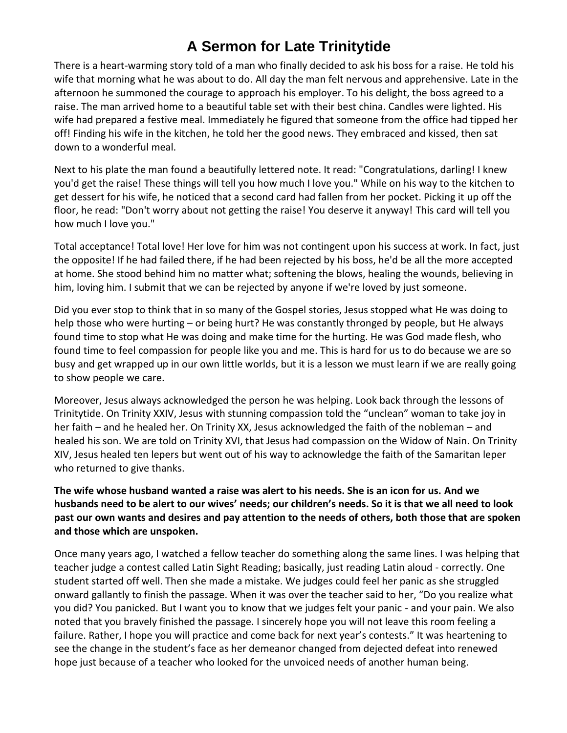# A Sermon for Late Trinitytide

There is a heart-warming story told of a man who finally decided to ask his boss for a raise. He told his wife that morning what he was about to do. All day the man felt nervous and apprehensive. Late in the afternoon he summoned the courage to approach his employer. To his delight, the boss agreed to a raise. The man arrived home to a beautiful table set with their best china. Candles were lighted. His wife had prepared a festive meal. Immediately he figured that someone from the office had tipped her off! Finding his wife in the kitchen, he told her the good news. They embraced and kissed, then sat down to a wonderful meal.

Next to his plate the man found a beautifully lettered note. It read: "Congratulations, darling! I knew you'd get the raise! These things will tell you how much I love you." While on his way to the kitchen to get dessert for his wife, he noticed that a second card had fallen from her pocket. Picking it up off the floor, he read: "Don't worry about not getting the raise! You deserve it anyway! This card will tell you how much I love you."

Total acceptance! Total love! Her love for him was not contingent upon his success at work. In fact, just the opposite! If he had failed there, if he had been rejected by his boss, he'd be all the more accepted at home. She stood behind him no matter what; softening the blows, healing the wounds, believing in him, loving him. I submit that we can be rejected by anyone if we're loved by just someone.

Did you ever stop to think that in so many of the Gospel stories, Jesus stopped what He was doing to help those who were hurting – or being hurt? He was constantly thronged by people, but He always found time to stop what He was doing and make time for the hurting. He was God made flesh, who found time to feel compassion for people like you and me. This is hard for us to do because we are so busy and get wrapped up in our own little worlds, but it is a lesson we must learn if we are really going to show people we care.

Moreover, Jesus always acknowledged the person he was helping. Look back through the lessons of Trinitytide. On Trinity XXIV, Jesus with stunning compassion told the "unclean" woman to take joy in her faith – and he healed her. On Trinity XX, Jesus acknowledged the faith of the nobleman – and healed his son. We are told on Trinity XVI, that Jesus had compassion on the Widow of Nain. On Trinity XIV, Jesus healed ten lepers but went out of his way to acknowledge the faith of the Samaritan leper who returned to give thanks.

**The wife whose husband wanted a raise was alert to his needs. She is an icon for us. And we husbands need to be alert to our wives' needs; our children's needs. So it is that we all need to look past our own wants and desires and pay attention to the needs of others, both those that are spoken and those which are unspoken.**

Once many years ago, I watched a fellow teacher do something along the same lines. I was helping that teacher judge a contest called Latin Sight Reading; basically, just reading Latin aloud - correctly. One student started off well. Then she made a mistake. We judges could feel her panic as she struggled onward gallantly to finish the passage. When it was over the teacher said to her, "Do you realize what you did? You panicked. But I want you to know that we judges felt your panic - and your pain. We also noted that you bravely finished the passage. I sincerely hope you will not leave this room feeling a failure. Rather, I hope you will practice and come back for next year's contests." It was heartening to see the change in the student's face as her demeanor changed from dejected defeat into renewed hope just because of a teacher who looked for the unvoiced needs of another human being.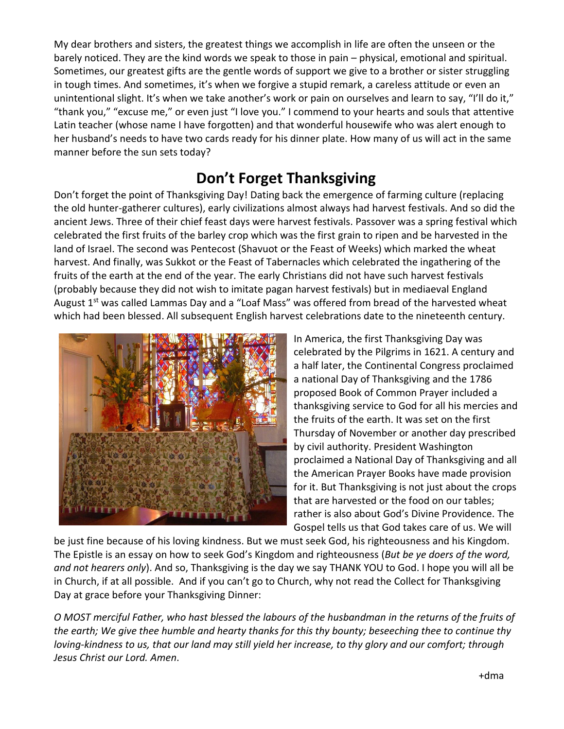My dear brothers and sisters, the greatest things we accomplish in life are often the unseen or the barely noticed. They are the kind words we speak to those in pain – physical, emotional and spiritual. Sometimes, our greatest gifts are the gentle words of support we give to a brother or sister struggling in tough times. And sometimes, it's when we forgive a stupid remark, a careless attitude or even an unintentional slight. It's when we take another's work or pain on ourselves and learn to say, "I'll do it," "thank you," "excuse me," or even just "I love you." I commend to your hearts and souls that attentive Latin teacher (whose name I have forgotten) and that wonderful housewife who was alert enough to her husband's needs to have two cards ready for his dinner plate. How many of us will act in the same manner before the sun sets today?

## Don't Forget Thanksgiving

Don't forget the point of Thanksgiving Day! Dating back the emergence of farming culture (replacing the old hunter-gatherer cultures), early civilizations almost always had harvest festivals. And so did the ancient Jews. Three of their chief feast days were harvest festivals. Passover was a spring festival which celebrated the first fruits of the barley crop which was the first grain to ripen and be harvested in the land of Israel. The second was Pentecost (Shavuot or the Feast of Weeks) which marked the wheat harvest. And finally, was Sukkot or the Feast of Tabernacles which celebrated the ingathering of the fruits of the earth at the end of the year. The early Christians did not have such harvest festivals (probably because they did not wish to imitate pagan harvest festivals) but in mediaeval England August 1st was called Lammas Day and a "Loaf Mass" was offered from bread of the harvested wheat which had been blessed. All subsequent English harvest celebrations date to the nineteenth century.

In America, the first Thanksgiving Day was celebrated by the Pilgrims in 1621. A century and a half later, the Continental Congress proclaimed a national Day of Thanksgiving and the 1786 proposed Book of Common Prayer included a thanksgiving service to God for all his mercies and the fruits of the earth. It was set on the first Thursday of November or another day prescribed by civil authority. President Washington proclaimed a National Day of Thanksgiving and all the American Prayer Books have made provision for it. But Thanksgiving is not just about the crops that are harvested or the food on our tables; rather is also about God's Divine Providence. The Gospel tells us that God takes care of us. We will be just fine because of his loving kindness. But we must seek God, his righteousness and his Kingdom. The Epistle is an essay on how to seek God's Kingdom and righteousness (*But be ye doers of the word, and not hearers only*). And so, Thanksgiving is the day we say THANK YOU to God. I hope you will all be in Church, if at all possible. And if you can't go to Church, why not read the Collect for Thanksgiving Day at grace before your Thanksgiving Dinner:

*O MOST merciful Father, who hast blessed the labours of the husbandman in the returns of the fruits of the earth; We give thee humble and hearty thanks for this thy bounty; beseeching thee to continue thy loving-kindness to us, that our land may still yield her increase, to thy glory and our comfort; through Jesus Christ our Lord. Amen*.

+dma